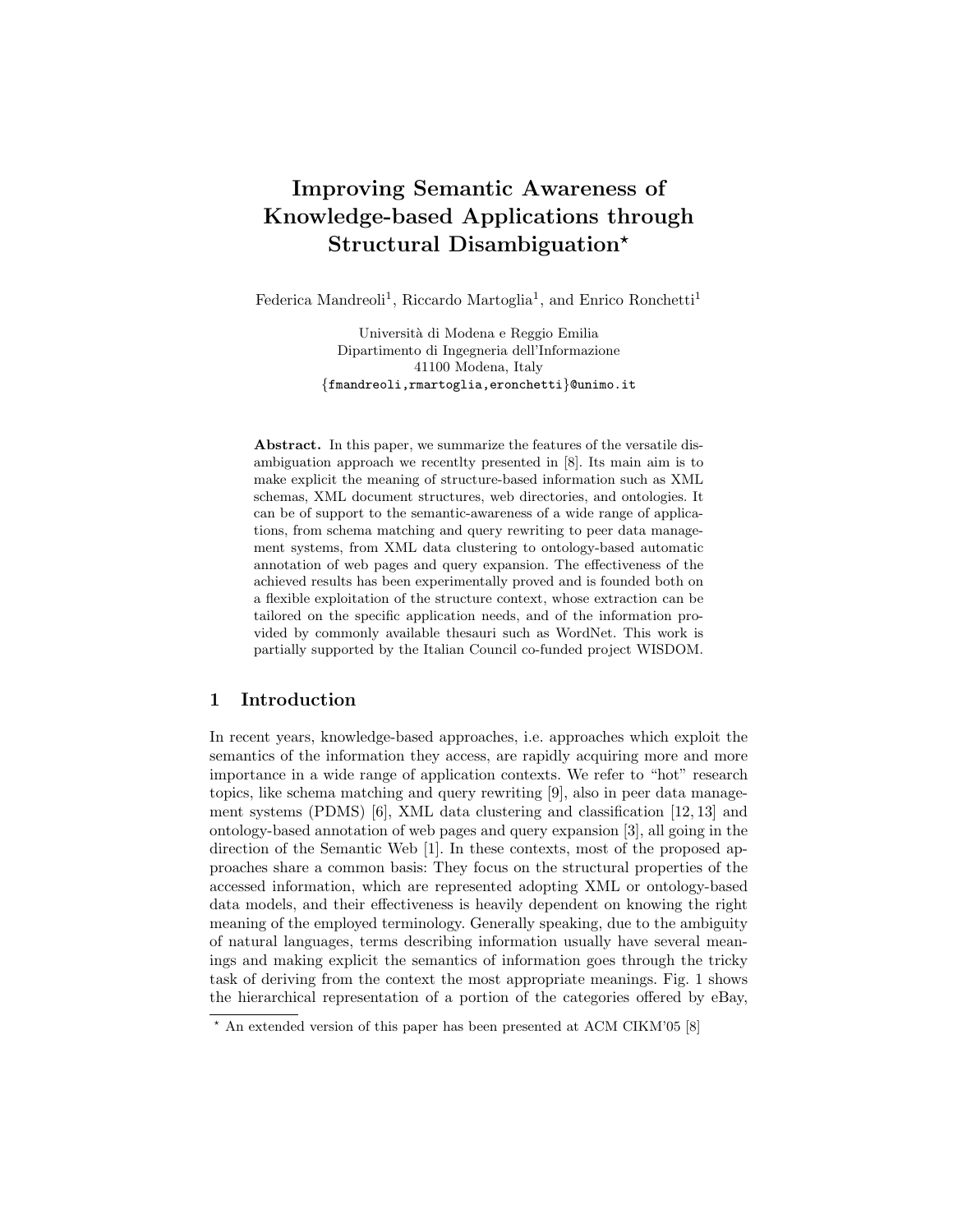# Improving Semantic Awareness of Knowledge-based Applications through Structural Disambiguation*

Federica Mandreoli[1], Riccardo Martoglia[1], and Enrico Ronchetti[1]

Università di Modena e Reggio Emilia
Dipartimento di Ingegneria dell'Informazione
41100 Modena, Italy
{fmandreoli,rmartoglia,eronchetti}@unimo.it

**Abstract.** In this paper, we summarize the features of the versatile disambiguation approach we recentlty presented in [8]. Its main aim is to make explicit the meaning of structure-based information such as XML schemas, XML document structures, web directories, and ontologies. It can be of support to the semantic-awareness of a wide range of applications, from schema matching and query rewriting to peer data management systems, from XML data clustering to ontology-based automatic annotation of web pages and query expansion. The effectiveness of the achieved results has been experimentally proved and is founded both on a flexible exploitation of the structure context, whose extraction can be tailored on the specific application needs, and of the information provided by commonly available thesauri such as WordNet. This work is partially supported by the Italian Council co-funded project WISDOM.

## 1 Introduction

In recent years, knowledge-based approaches, i.e. approaches which exploit the semantics of the information they access, are rapidly acquiring more and more importance in a wide range of application contexts. We refer to "hot" research topics, like schema matching and query rewriting [9], also in peer data management systems (PDMS) [6], XML data clustering and classification [12, 13] and ontology-based annotation of web pages and query expansion [3], all going in the direction of the Semantic Web [1]. In these contexts, most of the proposed approaches share a common basis: They focus on the structural properties of the accessed information, which are represented adopting XML or ontology-based data models, and their effectiveness is heavily dependent on knowing the right meaning of the employed terminology. Generally speaking, due to the ambiguity of natural languages, terms describing information usually have several meanings and making explicit the semantics of information goes through the tricky task of deriving from the context the most appropriate meanings. Fig. 1 shows the hierarchical representation of a portion of the categories offered by eBay,

* An extended version of this paper has been presented at ACM CIKM'05 [8]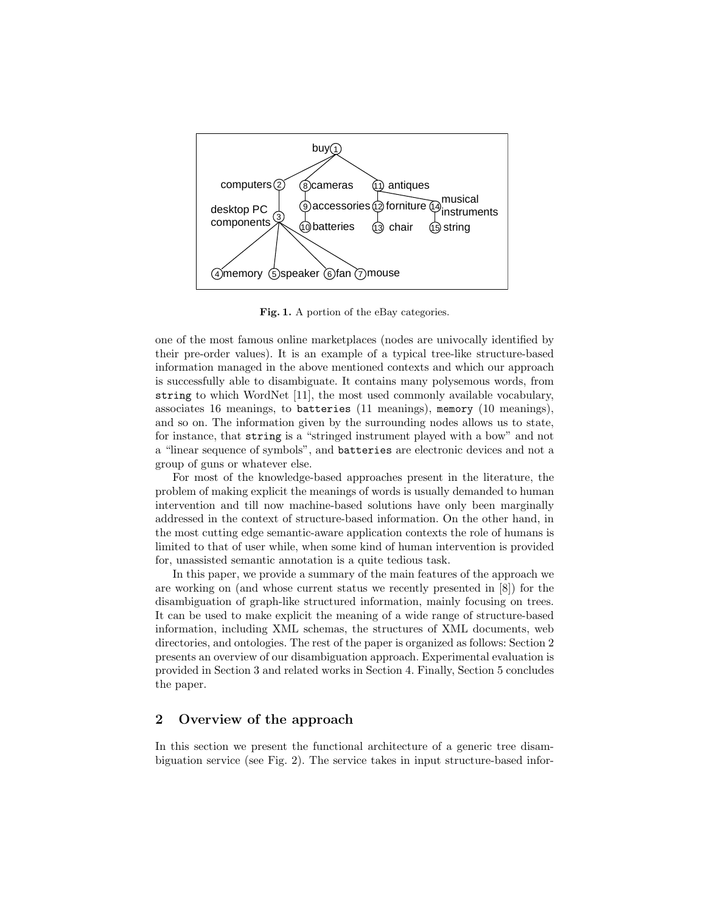Fig. 1. A portion of the eBay categories.

one of the most famous online marketplaces (nodes are univocally identified by their pre-order values). It is an example of a typical tree-like structure-based information managed in the above mentioned contexts and which our approach is successfully able to disambiguate. It contains many polysemous words, from `string` to which WordNet [11], the most used commonly available vocabulary, associates 16 meanings, to `batteries` (11 meanings), `memory` (10 meanings), and so on. The information given by the surrounding nodes allows us to state, for instance, that `string` is a "stringed instrument played with a bow" and not a "linear sequence of symbols", and `batteries` are electronic devices and not a group of guns or whatever else.

For most of the knowledge-based approaches present in the literature, the problem of making explicit the meanings of words is usually demanded to human intervention and till now machine-based solutions have only been marginally addressed in the context of structure-based information. On the other hand, in the most cutting edge semantic-aware application contexts the role of humans is limited to that of user while, when some kind of human intervention is provided for, unassisted semantic annotation is a quite tedious task.

In this paper, we provide a summary of the main features of the approach we are working on (and whose current status we recently presented in [8]) for the disambiguation of graph-like structured information, mainly focusing on trees. It can be used to make explicit the meaning of a wide range of structure-based information, including XML schemas, the structures of XML documents, web directories, and ontologies. The rest of the paper is organized as follows: Section 2 presents an overview of our disambiguation approach. Experimental evaluation is provided in Section 3 and related works in Section 4. Finally, Section 5 concludes the paper.

## 2 Overview of the approach

In this section we present the functional architecture of a generic tree disambiguation service (see Fig. 2). The service takes in input structure-based infor-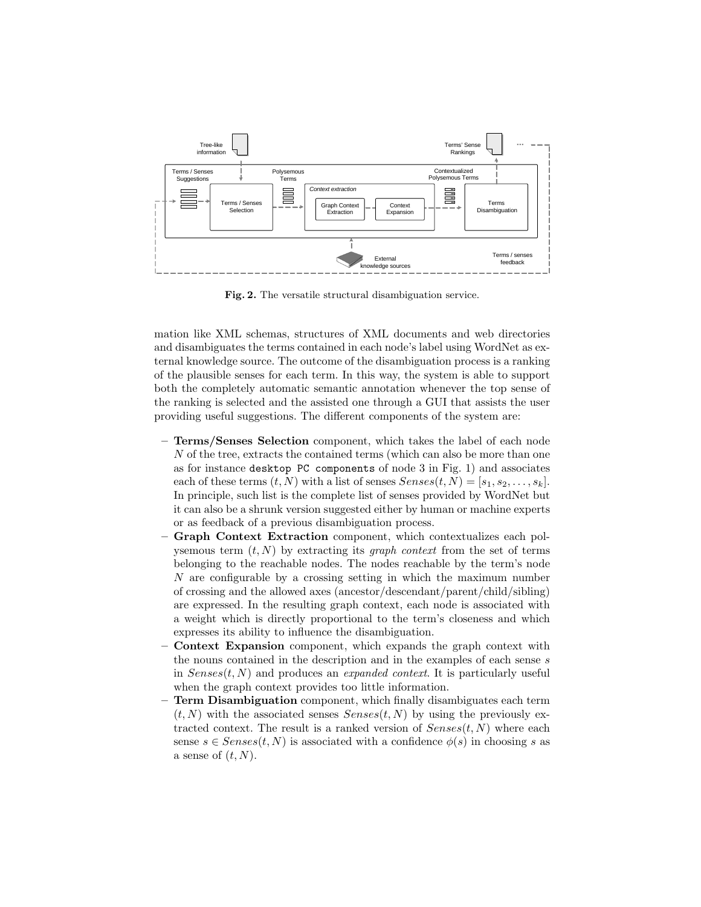**Fig. 2.** The versatile structural disambiguation service.

mation like XML schemas, structures of XML documents and web directories and disambiguates the terms contained in each node's label using WordNet as external knowledge source. The outcome of the disambiguation process is a ranking of the plausible senses for each term. In this way, the system is able to support both the completely automatic semantic annotation whenever the top sense of the ranking is selected and the assisted one through a GUI that assists the user providing useful suggestions. The different components of the system are:

– **Terms/Senses Selection** component, which takes the label of each node $N$ of the tree, extracts the contained terms (which can also be more than one as for instance `desktop PC components` of node 3 in Fig. 1) and associates each of these terms $(t, N)$ with a list of senses $Senses(t, N) = [s_1, s_2, \ldots, s_k]$. In principle, such list is the complete list of senses provided by WordNet but it can also be a shrunk version suggested either by human or machine experts or as feedback of a previous disambiguation process.

– **Graph Context Extraction** component, which contextualizes each polysemous term $(t, N)$ by extracting its *graph context* from the set of terms belonging to the reachable nodes. The nodes reachable by the term's node $N$ are configurable by a crossing setting in which the maximum number of crossing and the allowed axes (ancestor/descendant/parent/child/sibling) are expressed. In the resulting graph context, each node is associated with a weight which is directly proportional to the term's closeness and which expresses its ability to influence the disambiguation.

– **Context Expansion** component, which expands the graph context with the nouns contained in the description and in the examples of each sense $s$ in $Senses(t, N)$ and produces an *expanded context*. It is particularly useful when the graph context provides too little information.

– **Term Disambiguation** component, which finally disambiguates each term $(t, N)$ with the associated senses $Senses(t, N)$ by using the previously extracted context. The result is a ranked version of $Senses(t, N)$ where each sense $s \in Senses(t, N)$ is associated with a confidence $\phi(s)$ in choosing $s$ as a sense of $(t, N)$.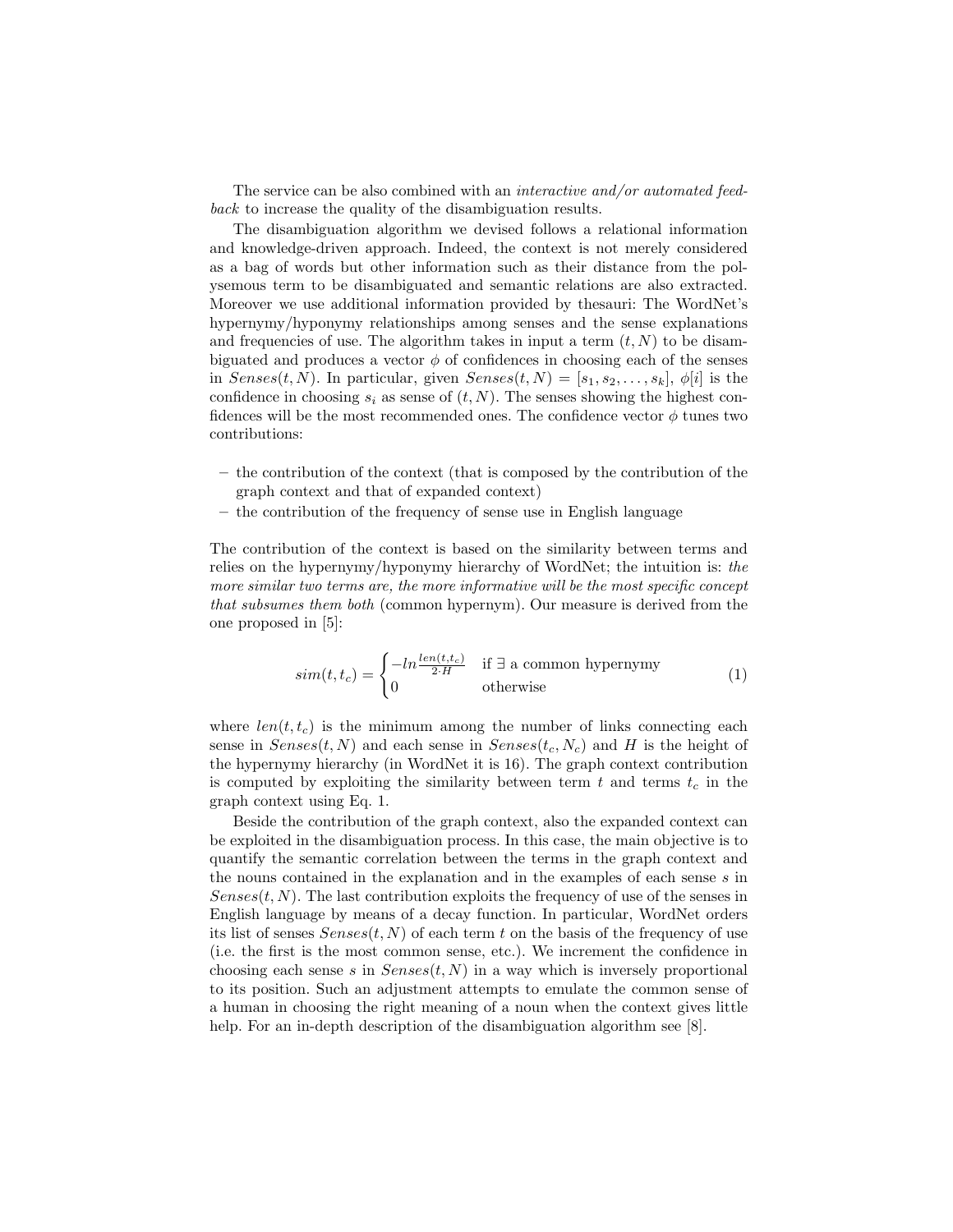The service can be also combined with an *interactive and/or automated feedback* to increase the quality of the disambiguation results.

The disambiguation algorithm we devised follows a relational information and knowledge-driven approach. Indeed, the context is not merely considered as a bag of words but other information such as their distance from the polysemous term to be disambiguated and semantic relations are also extracted. Moreover we use additional information provided by thesauri: The WordNet's hypernymy/hyponymy relationships among senses and the sense explanations and frequencies of use. The algorithm takes in input a term $(t, N)$ to be disambiguated and produces a vector $\phi$ of confidences in choosing each of the senses in $Senses(t, N)$. In particular, given $Senses(t, N) = [s_1, s_2, \ldots, s_k]$, $\phi[i]$ is the confidence in choosing $s_i$ as sense of $(t, N)$. The senses showing the highest confidences will be the most recommended ones. The confidence vector $\phi$ tunes two contributions:

- the contribution of the context (that is composed by the contribution of the graph context and that of expanded context)
- the contribution of the frequency of sense use in English language

The contribution of the context is based on the similarity between terms and relies on the hypernymy/hyponymy hierarchy of WordNet; the intuition is: *the more similar two terms are, the more informative will be the most specific concept that subsumes them both* (common hypernym). Our measure is derived from the one proposed in [5]:

$$sim(t, t_c) = \begin{cases} -ln \frac{len(t, t_c)}{2 \cdot H} & \text{if } \exists \text{ a common hypernymy} \\ 0 & \text{otherwise} \end{cases} \tag{1}$$

where $len(t, t_c)$ is the minimum among the number of links connecting each sense in $Senses(t, N)$ and each sense in $Senses(t_c, N_c)$ and $H$ is the height of the hypernymy hierarchy (in WordNet it is 16). The graph context contribution is computed by exploiting the similarity between term $t$ and terms $t_c$ in the graph context using Eq. 1.

Beside the contribution of the graph context, also the expanded context can be exploited in the disambiguation process. In this case, the main objective is to quantify the semantic correlation between the terms in the graph context and the nouns contained in the explanation and in the examples of each sense $s$ in $Senses(t, N)$. The last contribution exploits the frequency of use of the senses in English language by means of a decay function. In particular, WordNet orders its list of senses $Senses(t, N)$ of each term $t$ on the basis of the frequency of use (i.e. the first is the most common sense, etc.). We increment the confidence in choosing each sense $s$ in $Senses(t, N)$ in a way which is inversely proportional to its position. Such an adjustment attempts to emulate the common sense of a human in choosing the right meaning of a noun when the context gives little help. For an in-depth description of the disambiguation algorithm see [8].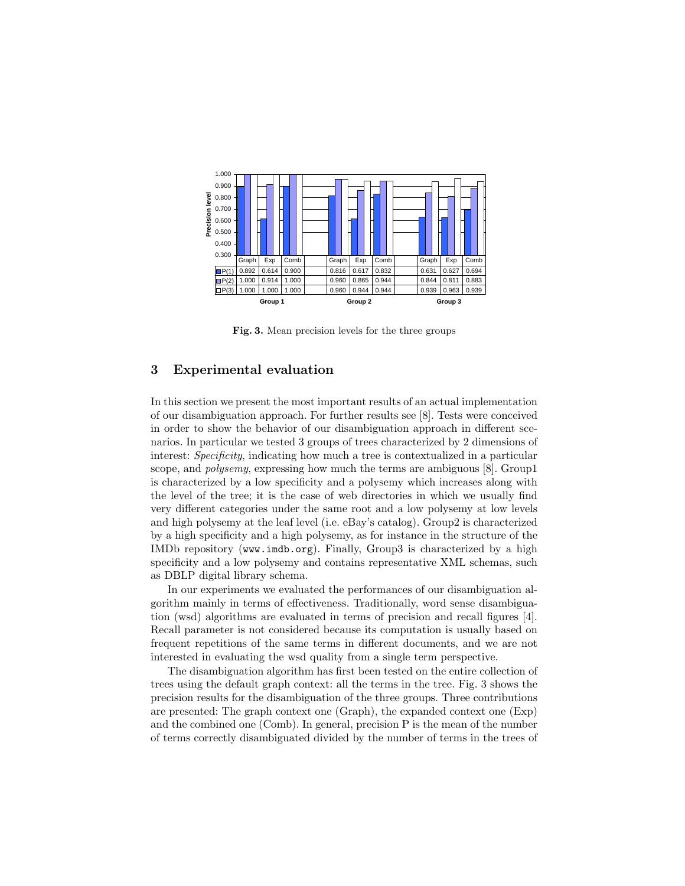|  | Group 1 |  |  | Group 2 |  |  | Group 3 |  |  |
|---|---|---|---|---|---|---|---|---|---|
|  | Graph | Exp | Comb | Graph | Exp | Comb | Graph | Exp | Comb |
| P(1) | 0.892 | 0.614 | 0.900 | 0.816 | 0.617 | 0.832 | 0.631 | 0.627 | 0.694 |
| P(2) | 1.000 | 0.914 | 1.000 | 0.960 | 0.865 | 0.944 | 0.844 | 0.811 | 0.883 |
| P(3) | 1.000 | 1.000 | 1.000 | 0.960 | 0.944 | 0.944 | 0.939 | 0.963 | 0.939 |

**Fig. 3.** Mean precision levels for the three groups

## 3 Experimental evaluation

In this section we present the most important results of an actual implementation of our disambiguation approach. For further results see [8]. Tests were conceived in order to show the behavior of our disambiguation approach in different scenarios. In particular we tested 3 groups of trees characterized by 2 dimensions of interest: *Specificity*, indicating how much a tree is contextualized in a particular scope, and *polysemy*, expressing how much the terms are ambiguous [8]. Group1 is characterized by a low specificity and a polysemy which increases along with the level of the tree; it is the case of web directories in which we usually find very different categories under the same root and a low polysemy at low levels and high polysemy at the leaf level (i.e. eBay's catalog). Group2 is characterized by a high specificity and a high polysemy, as for instance in the structure of the IMDb repository (`www.imdb.org`). Finally, Group3 is characterized by a high specificity and a low polysemy and contains representative XML schemas, such as DBLP digital library schema.

In our experiments we evaluated the performances of our disambiguation algorithm mainly in terms of effectiveness. Traditionally, word sense disambiguation (wsd) algorithms are evaluated in terms of precision and recall figures [4]. Recall parameter is not considered because its computation is usually based on frequent repetitions of the same terms in different documents, and we are not interested in evaluating the wsd quality from a single term perspective.

The disambiguation algorithm has first been tested on the entire collection of trees using the default graph context: all the terms in the tree. Fig. 3 shows the precision results for the disambiguation of the three groups. Three contributions are presented: The graph context one (Graph), the expanded context one (Exp) and the combined one (Comb). In general, precision P is the mean of the number of terms correctly disambiguated divided by the number of terms in the trees of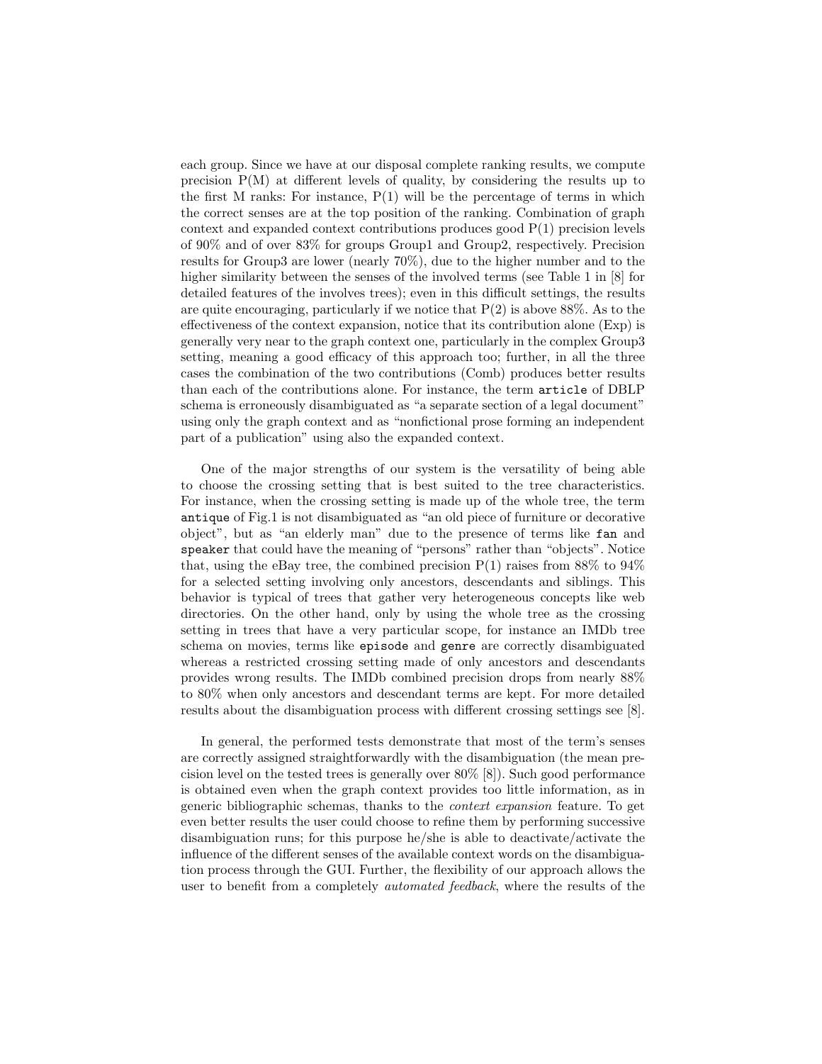each group. Since we have at our disposal complete ranking results, we compute precision P(M) at different levels of quality, by considering the results up to the first M ranks: For instance, P(1) will be the percentage of terms in which the correct senses are at the top position of the ranking. Combination of graph context and expanded context contributions produces good P(1) precision levels of 90% and of over 83% for groups Group1 and Group2, respectively. Precision results for Group3 are lower (nearly 70%), due to the higher number and to the higher similarity between the senses of the involved terms (see Table 1 in [8] for detailed features of the involves trees); even in this difficult settings, the results are quite encouraging, particularly if we notice that P(2) is above 88%. As to the effectiveness of the context expansion, notice that its contribution alone (Exp) is generally very near to the graph context one, particularly in the complex Group3 setting, meaning a good efficacy of this approach too; further, in all the three cases the combination of the two contributions (Comb) produces better results than each of the contributions alone. For instance, the term `article` of DBLP schema is erroneously disambiguated as "a separate section of a legal document" using only the graph context and as "nonfictional prose forming an independent part of a publication" using also the expanded context.

One of the major strengths of our system is the versatility of being able to choose the crossing setting that is best suited to the tree characteristics. For instance, when the crossing setting is made up of the whole tree, the term `antique` of Fig.1 is not disambiguated as "an old piece of furniture or decorative object", but as "an elderly man" due to the presence of terms like `fan` and `speaker` that could have the meaning of "persons" rather than "objects". Notice that, using the eBay tree, the combined precision P(1) raises from 88% to 94% for a selected setting involving only ancestors, descendants and siblings. This behavior is typical of trees that gather very heterogeneous concepts like web directories. On the other hand, only by using the whole tree as the crossing setting in trees that have a very particular scope, for instance an IMDb tree schema on movies, terms like `episode` and `genre` are correctly disambiguated whereas a restricted crossing setting made of only ancestors and descendants provides wrong results. The IMDb combined precision drops from nearly 88% to 80% when only ancestors and descendant terms are kept. For more detailed results about the disambiguation process with different crossing settings see [8].

In general, the performed tests demonstrate that most of the term's senses are correctly assigned straightforwardly with the disambiguation (the mean precision level on the tested trees is generally over 80% [8]). Such good performance is obtained even when the graph context provides too little information, as in generic bibliographic schemas, thanks to the *context expansion* feature. To get even better results the user could choose to refine them by performing successive disambiguation runs; for this purpose he/she is able to deactivate/activate the influence of the different senses of the available context words on the disambiguation process through the GUI. Further, the flexibility of our approach allows the user to benefit from a completely *automated feedback*, where the results of the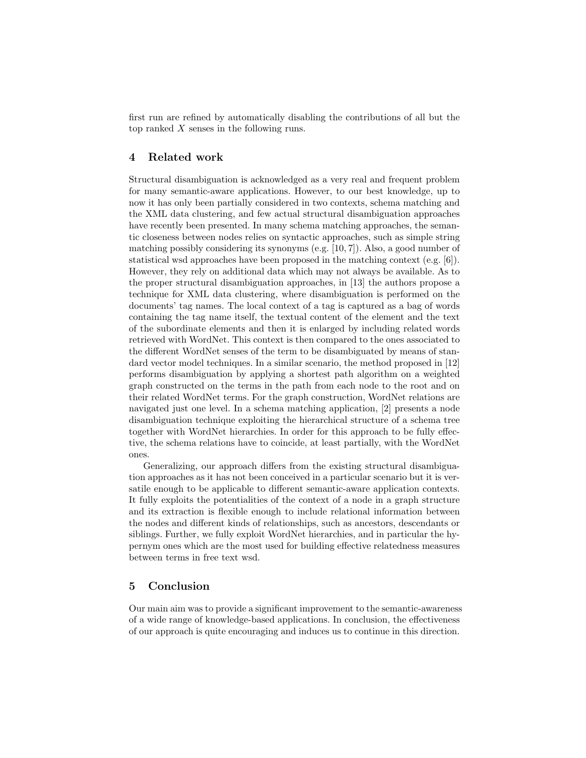first run are refined by automatically disabling the contributions of all but the top ranked $X$ senses in the following runs.

## 4 Related work

Structural disambiguation is acknowledged as a very real and frequent problem for many semantic-aware applications. However, to our best knowledge, up to now it has only been partially considered in two contexts, schema matching and the XML data clustering, and few actual structural disambiguation approaches have recently been presented. In many schema matching approaches, the semantic closeness between nodes relies on syntactic approaches, such as simple string matching possibly considering its synonyms (e.g. [10, 7]). Also, a good number of statistical wsd approaches have been proposed in the matching context (e.g. [6]). However, they rely on additional data which may not always be available. As to the proper structural disambiguation approaches, in [13] the authors propose a technique for XML data clustering, where disambiguation is performed on the documents' tag names. The local context of a tag is captured as a bag of words containing the tag name itself, the textual content of the element and the text of the subordinate elements and then it is enlarged by including related words retrieved with WordNet. This context is then compared to the ones associated to the different WordNet senses of the term to be disambiguated by means of standard vector model techniques. In a similar scenario, the method proposed in [12] performs disambiguation by applying a shortest path algorithm on a weighted graph constructed on the terms in the path from each node to the root and on their related WordNet terms. For the graph construction, WordNet relations are navigated just one level. In a schema matching application, [2] presents a node disambiguation technique exploiting the hierarchical structure of a schema tree together with WordNet hierarchies. In order for this approach to be fully effective, the schema relations have to coincide, at least partially, with the WordNet ones.

Generalizing, our approach differs from the existing structural disambiguation approaches as it has not been conceived in a particular scenario but it is versatile enough to be applicable to different semantic-aware application contexts. It fully exploits the potentialities of the context of a node in a graph structure and its extraction is flexible enough to include relational information between the nodes and different kinds of relationships, such as ancestors, descendants or siblings. Further, we fully exploit WordNet hierarchies, and in particular the hypernym ones which are the most used for building effective relatedness measures between terms in free text wsd.

## 5 Conclusion

Our main aim was to provide a significant improvement to the semantic-awareness of a wide range of knowledge-based applications. In conclusion, the effectiveness of our approach is quite encouraging and induces us to continue in this direction.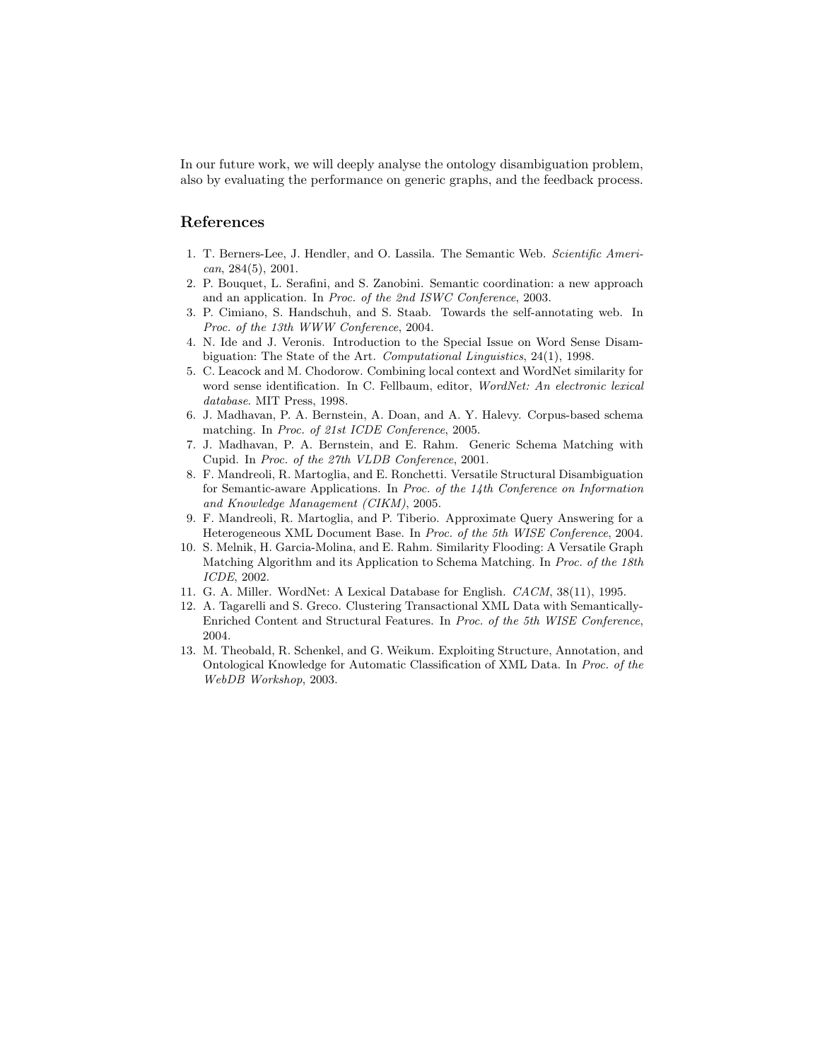In our future work, we will deeply analyse the ontology disambiguation problem, also by evaluating the performance on generic graphs, and the feedback process.

## References

1. T. Berners-Lee, J. Hendler, and O. Lassila. The Semantic Web. *Scientific American*, 284(5), 2001.
2. P. Bouquet, L. Serafini, and S. Zanobini. Semantic coordination: a new approach and an application. In *Proc. of the 2nd ISWC Conference*, 2003.
3. P. Cimiano, S. Handschuh, and S. Staab. Towards the self-annotating web. In *Proc. of the 13th WWW Conference*, 2004.
4. N. Ide and J. Veronis. Introduction to the Special Issue on Word Sense Disambiguation: The State of the Art. *Computational Linguistics*, 24(1), 1998.
5. C. Leacock and M. Chodorow. Combining local context and WordNet similarity for word sense identification. In C. Fellbaum, editor, *WordNet: An electronic lexical database*. MIT Press, 1998.
6. J. Madhavan, P. A. Bernstein, A. Doan, and A. Y. Halevy. Corpus-based schema matching. In *Proc. of 21st ICDE Conference*, 2005.
7. J. Madhavan, P. A. Bernstein, and E. Rahm. Generic Schema Matching with Cupid. In *Proc. of the 27th VLDB Conference*, 2001.
8. F. Mandreoli, R. Martoglia, and E. Ronchetti. Versatile Structural Disambiguation for Semantic-aware Applications. In *Proc. of the 14th Conference on Information and Knowledge Management (CIKM)*, 2005.
9. F. Mandreoli, R. Martoglia, and P. Tiberio. Approximate Query Answering for a Heterogeneous XML Document Base. In *Proc. of the 5th WISE Conference*, 2004.
10. S. Melnik, H. Garcia-Molina, and E. Rahm. Similarity Flooding: A Versatile Graph Matching Algorithm and its Application to Schema Matching. In *Proc. of the 18th ICDE*, 2002.
11. G. A. Miller. WordNet: A Lexical Database for English. *CACM*, 38(11), 1995.
12. A. Tagarelli and S. Greco. Clustering Transactional XML Data with Semantically-Enriched Content and Structural Features. In *Proc. of the 5th WISE Conference*, 2004.
13. M. Theobald, R. Schenkel, and G. Weikum. Exploiting Structure, Annotation, and Ontological Knowledge for Automatic Classification of XML Data. In *Proc. of the WebDB Workshop*, 2003.